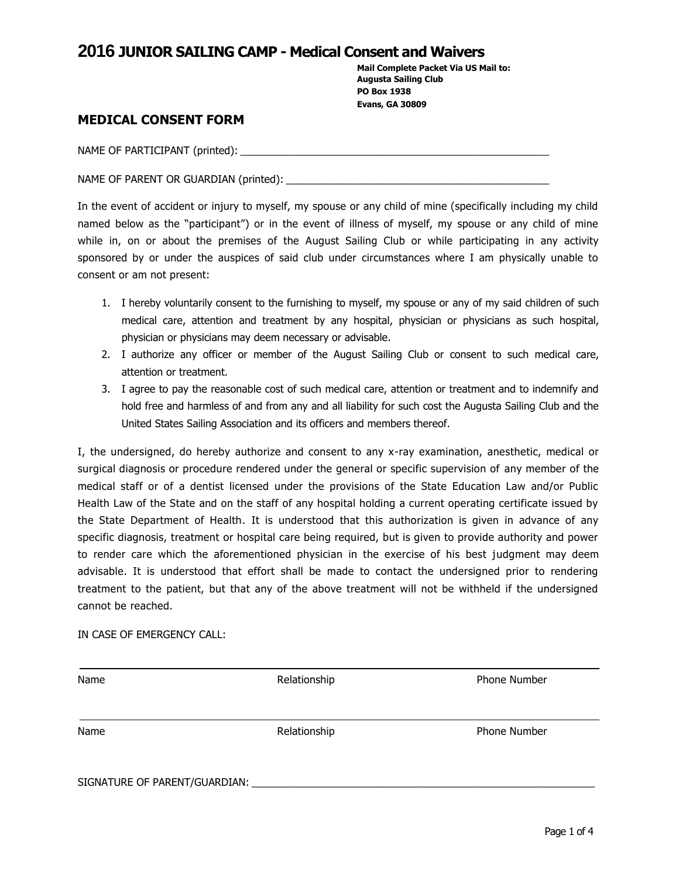# 2016 JUNIOR SAILING CAMP - Medical Consent and Waivers

**Mail Complete Packet Via US Mail to:**
**Augusta Sailing Club**
**PO Box 1938**
**Evans, GA 30809**

## MEDICAL CONSENT FORM

NAME OF PARTICIPANT (printed): ______________________________________________________

NAME OF PARENT OR GUARDIAN (printed): ______________________________________________

In the event of accident or injury to myself, my spouse or any child of mine (specifically including my child named below as the "participant") or in the event of illness of myself, my spouse or any child of mine while in, on or about the premises of the August Sailing Club or while participating in any activity sponsored by or under the auspices of said club under circumstances where I am physically unable to consent or am not present:

1. I hereby voluntarily consent to the furnishing to myself, my spouse or any of my said children of such medical care, attention and treatment by any hospital, physician or physicians as such hospital, physician or physicians may deem necessary or advisable.
2. I authorize any officer or member of the August Sailing Club or consent to such medical care, attention or treatment.
3. I agree to pay the reasonable cost of such medical care, attention or treatment and to indemnify and hold free and harmless of and from any and all liability for such cost the Augusta Sailing Club and the United States Sailing Association and its officers and members thereof.

I, the undersigned, do hereby authorize and consent to any x-ray examination, anesthetic, medical or surgical diagnosis or procedure rendered under the general or specific supervision of any member of the medical staff or of a dentist licensed under the provisions of the State Education Law and/or Public Health Law of the State and on the staff of any hospital holding a current operating certificate issued by the State Department of Health. It is understood that this authorization is given in advance of any specific diagnosis, treatment or hospital care being required, but is given to provide authority and power to render care which the aforementioned physician in the exercise of his best judgment may deem advisable. It is understood that effort shall be made to contact the undersigned prior to rendering treatment to the patient, but that any of the above treatment will not be withheld if the undersigned cannot be reached.

IN CASE OF EMERGENCY CALL:

______________________________________________________________________________

Name | Relationship | Phone Number

______________________________________________________________________________

Name | Relationship | Phone Number

SIGNATURE OF PARENT/GUARDIAN: _______________________________________________________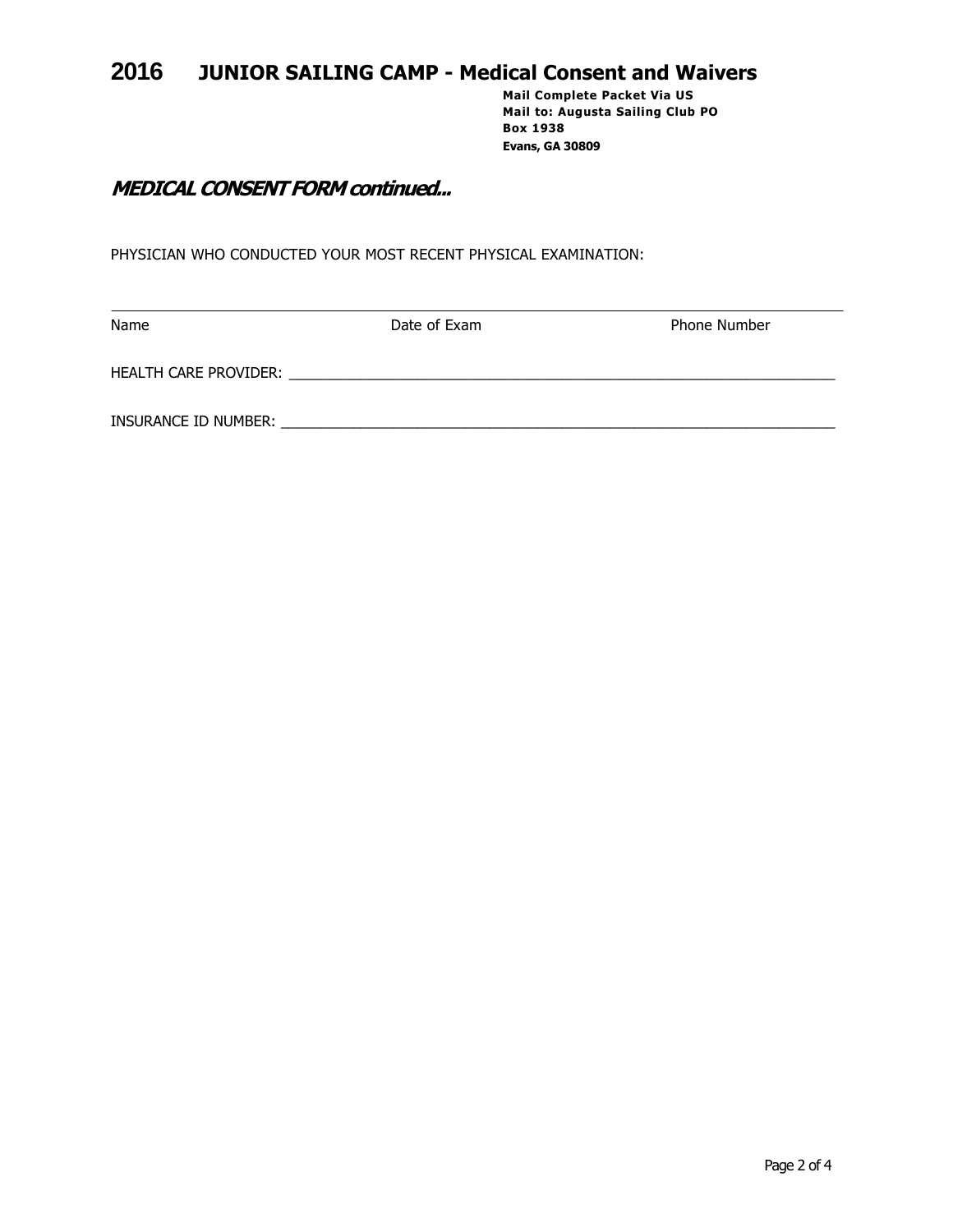# 2016 JUNIOR SAILING CAMP - Medical Consent and Waivers

**Mail Complete Packet Via US**
**Mail to: Augusta Sailing Club PO Box 1938**
**Evans, GA 30809**

## *MEDICAL CONSENT FORM continued...*

PHYSICIAN WHO CONDUCTED YOUR MOST RECENT PHYSICAL EXAMINATION:

_______________________________________________________________________________

Name                                        Date of Exam                                        Phone Number

HEALTH CARE PROVIDER: ______________________________________________________________

INSURANCE ID NUMBER: _______________________________________________________________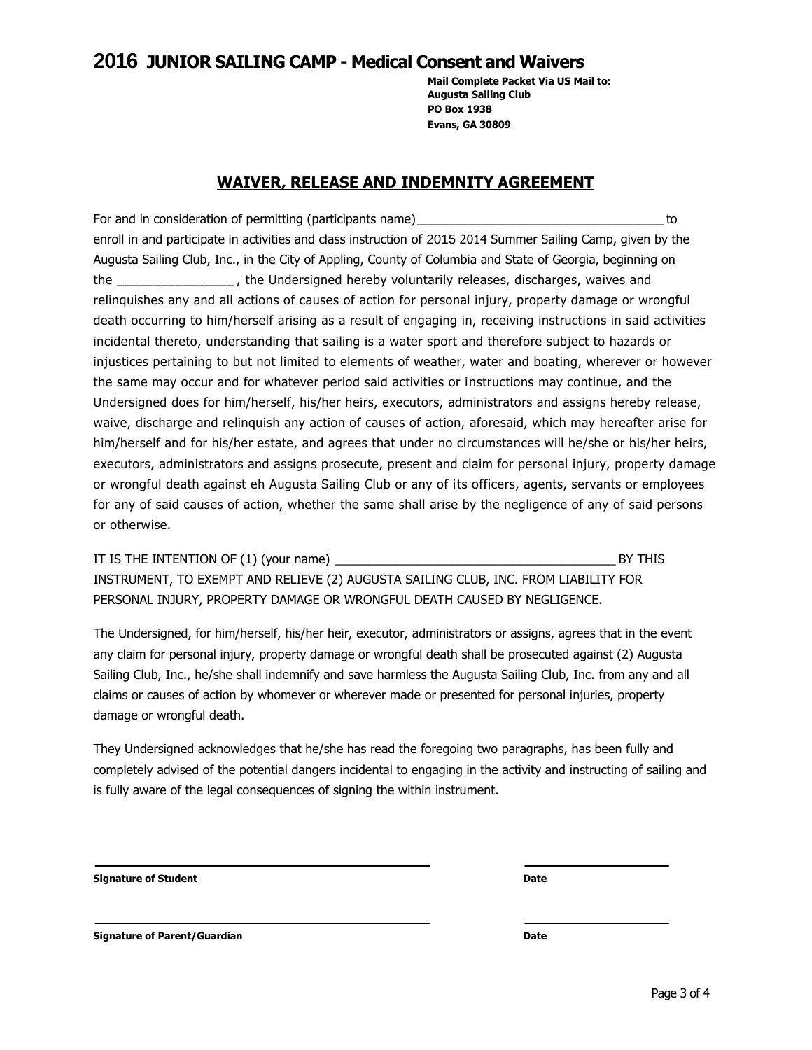# 2016 JUNIOR SAILING CAMP - Medical Consent and Waivers

**Mail Complete Packet Via US Mail to:**
**Augusta Sailing Club**
**PO Box 1938**
**Evans, GA 30809**

## WAIVER, RELEASE AND INDEMNITY AGREEMENT

For and in consideration of permitting (participants name)__________________________________ to enroll in and participate in activities and class instruction of 2015 2014 Summer Sailing Camp, given by the Augusta Sailing Club, Inc., in the City of Appling, County of Columbia and State of Georgia, beginning on the ________________ , the Undersigned hereby voluntarily releases, discharges, waives and relinquishes any and all actions of causes of action for personal injury, property damage or wrongful death occurring to him/herself arising as a result of engaging in, receiving instructions in said activities incidental thereto, understanding that sailing is a water sport and therefore subject to hazards or injustices pertaining to but not limited to elements of weather, water and boating, wherever or however the same may occur and for whatever period said activities or instructions may continue, and the Undersigned does for him/herself, his/her heirs, executors, administrators and assigns hereby release, waive, discharge and relinquish any action of causes of action, aforesaid, which may hereafter arise for him/herself and for his/her estate, and agrees that under no circumstances will he/she or his/her heirs, executors, administrators and assigns prosecute, present and claim for personal injury, property damage or wrongful death against eh Augusta Sailing Club or any of its officers, agents, servants or employees for any of said causes of action, whether the same shall arise by the negligence of any of said persons or otherwise.

IT IS THE INTENTION OF (1) (your name) ________________________________________ BY THIS INSTRUMENT, TO EXEMPT AND RELIEVE (2) AUGUSTA SAILING CLUB, INC. FROM LIABILITY FOR PERSONAL INJURY, PROPERTY DAMAGE OR WRONGFUL DEATH CAUSED BY NEGLIGENCE.

The Undersigned, for him/herself, his/her heir, executor, administrators or assigns, agrees that in the event any claim for personal injury, property damage or wrongful death shall be prosecuted against (2) Augusta Sailing Club, Inc., he/she shall indemnify and save harmless the Augusta Sailing Club, Inc. from any and all claims or causes of action by whomever or wherever made or presented for personal injuries, property damage or wrongful death.

They Undersigned acknowledges that he/she has read the foregoing two paragraphs, has been fully and completely advised of the potential dangers incidental to engaging in the activity and instructing of sailing and is fully aware of the legal consequences of signing the within instrument.

________________________________________ ____________________

**Signature of Student** **Date**

________________________________________ ____________________

**Signature of Parent/Guardian** **Date**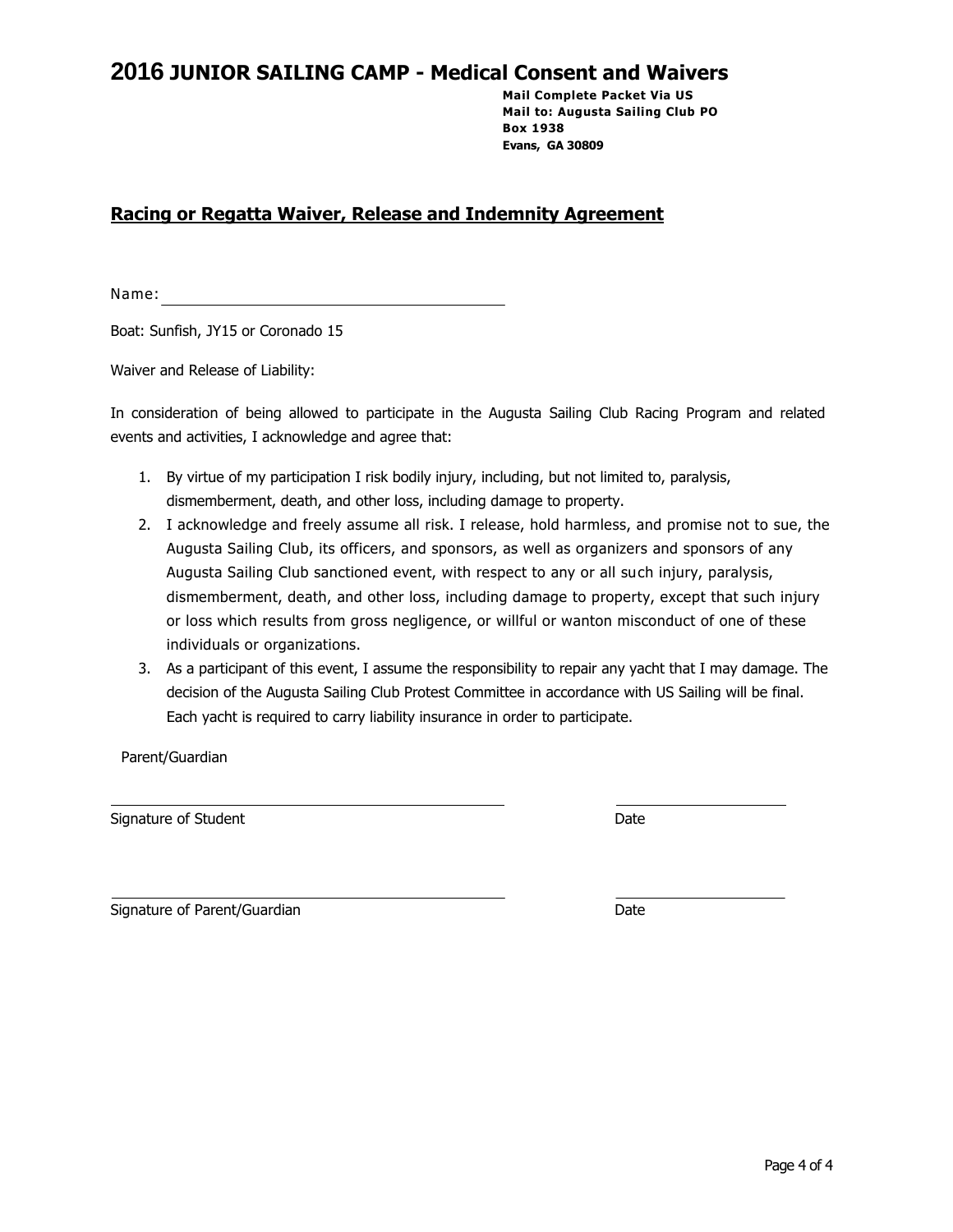# 2016 JUNIOR SAILING CAMP - Medical Consent and Waivers

**Mail Complete Packet Via US Mail to: Augusta Sailing Club PO Box 1938 Evans, GA 30809**

## Racing or Regatta Waiver, Release and Indemnity Agreement

Name: ______________________________

Boat: Sunfish, JY15 or Coronado 15

Waiver and Release of Liability:

In consideration of being allowed to participate in the Augusta Sailing Club Racing Program and related events and activities, I acknowledge and agree that:

1. By virtue of my participation I risk bodily injury, including, but not limited to, paralysis, dismemberment, death, and other loss, including damage to property.
2. I acknowledge and freely assume all risk. I release, hold harmless, and promise not to sue, the Augusta Sailing Club, its officers, and sponsors, as well as organizers and sponsors of any Augusta Sailing Club sanctioned event, with respect to any or all such injury, paralysis, dismemberment, death, and other loss, including damage to property, except that such injury or loss which results from gross negligence, or willful or wanton misconduct of one of these individuals or organizations.
3. As a participant of this event, I assume the responsibility to repair any yacht that I may damage. The decision of the Augusta Sailing Club Protest Committee in accordance with US Sailing will be final. Each yacht is required to carry liability insurance in order to participate.

Parent/Guardian

______________________________ ______________

Signature of Student Date

______________________________ ______________

Signature of Parent/Guardian Date